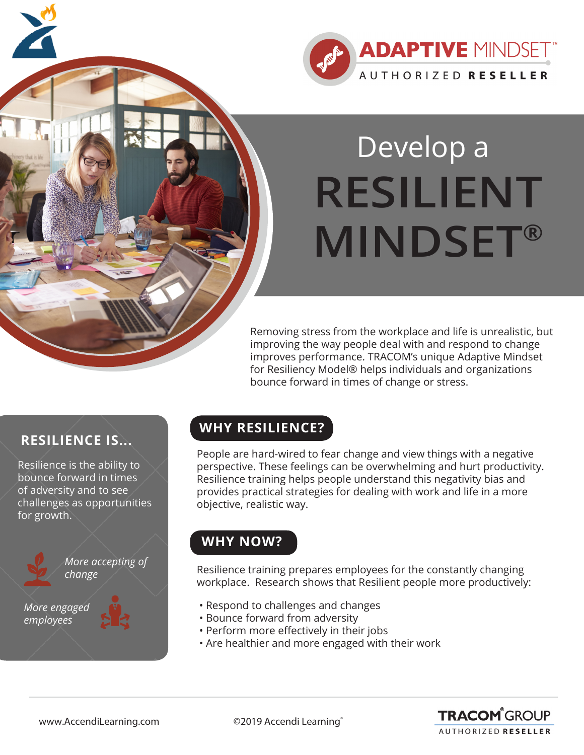ADAPTIVE MINDSET™
AUTHORIZED RESELLER

# Develop a RESILIENT MINDSET®

Removing stress from the workplace and life is unrealistic, but improving the way people deal with and respond to change improves performance. TRACOM's unique Adaptive Mindset for Resiliency Model® helps individuals and organizations bounce forward in times of change or stress.

## RESILIENCE IS...

Resilience is the ability to bounce forward in times of adversity and to see challenges as opportunities for growth.

*More accepting of change*

*More engaged employees*

## WHY RESILIENCE?

People are hard-wired to fear change and view things with a negative perspective. These feelings can be overwhelming and hurt productivity. Resilience training helps people understand this negativity bias and provides practical strategies for dealing with work and life in a more objective, realistic way.

## WHY NOW?

Resilience training prepares employees for the constantly changing workplace. Research shows that Resilient people more productively:

- Respond to challenges and changes
- Bounce forward from adversity
- Perform more effectively in their jobs
- Are healthier and more engaged with their work

www.AccendiLearning.com

©2019 Accendi Learning®

TRACOM® GROUP
AUTHORIZED RESELLER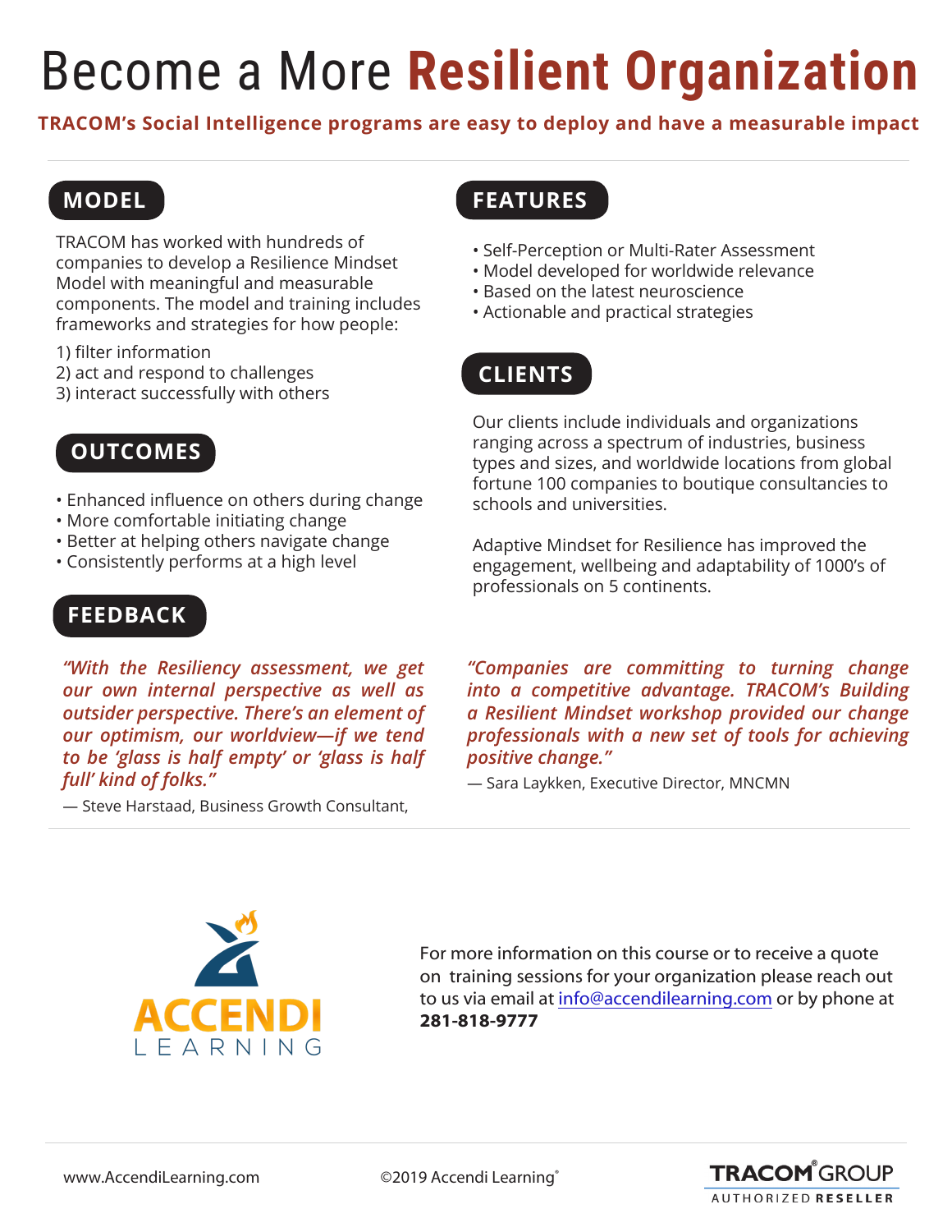# Become a More **Resilient Organization**

**TRACOM's Social Intelligence programs are easy to deploy and have a measurable impact**

## MODEL

TRACOM has worked with hundreds of companies to develop a Resilience Mindset Model with meaningful and measurable components. The model and training includes frameworks and strategies for how people:

1) filter information
2) act and respond to challenges
3) interact successfully with others

## OUTCOMES

- Enhanced influence on others during change
- More comfortable initiating change
- Better at helping others navigate change
- Consistently performs at a high level

## FEATURES

- Self-Perception or Multi-Rater Assessment
- Model developed for worldwide relevance
- Based on the latest neuroscience
- Actionable and practical strategies

## CLIENTS

Our clients include individuals and organizations ranging across a spectrum of industries, business types and sizes, and worldwide locations from global fortune 100 companies to boutique consultancies to schools and universities.

Adaptive Mindset for Resilience has improved the engagement, wellbeing and adaptability of 1000's of professionals on 5 continents.

## FEEDBACK

*"With the Resiliency assessment, we get our own internal perspective as well as outsider perspective. There's an element of our optimism, our worldview—if we tend to be 'glass is half empty' or 'glass is half full' kind of folks."*

— Steve Harstaad, Business Growth Consultant,

*"Companies are committing to turning change into a competitive advantage. TRACOM's Building a Resilient Mindset workshop provided our change professionals with a new set of tools for achieving positive change."*

— Sara Laykken, Executive Director, MNCMN

ACCENDI LEARNING

For more information on this course or to receive a quote on training sessions for your organization please reach out to us via email at info@accendilearning.com or by phone at **281-818-9777**

www.AccendiLearning.com

©2019 Accendi Learning®

TRACOM® GROUP AUTHORIZED RESELLER